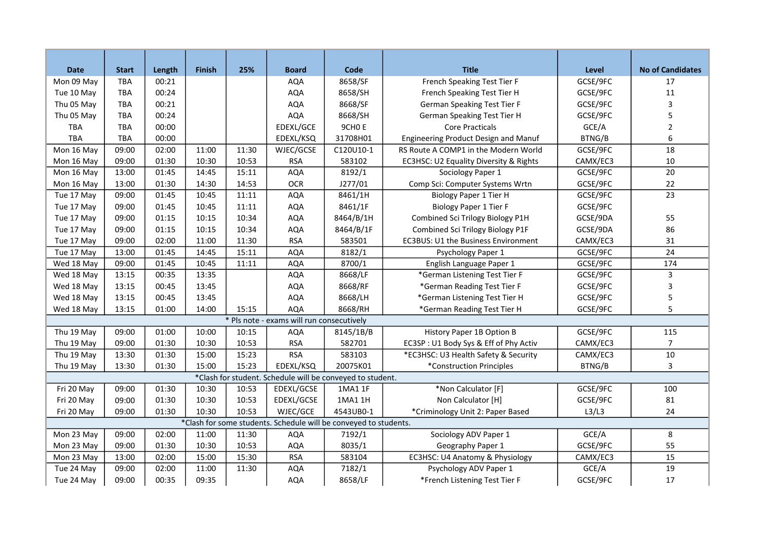| Date | Start | Length | Finish | 25% | Board | Code | Title | Level | No of Candidates |
|---|---|---|---|---|---|---|---|---|---|
| Mon 09 May | TBA | 00:21 | | | AQA | 8658/SF | French Speaking Test Tier F | GCSE/9FC | 17 |
| Tue 10 May | TBA | 00:24 | | | AQA | 8658/SH | French Speaking Test Tier H | GCSE/9FC | 11 |
| Thu 05 May | TBA | 00:21 | | | AQA | 8668/SF | German Speaking Test Tier F | GCSE/9FC | 3 |
| Thu 05 May | TBA | 00:24 | | | AQA | 8668/SH | German Speaking Test Tier H | GCSE/9FC | 5 |
| TBA | TBA | 00:00 | | | EDEXL/GCE | 9CH0 E | Core Practicals | GCE/A | 2 |
| TBA | TBA | 00:00 | | | EDEXL/KSQ | 31708H01 | Engineering Product Design and Manuf | BTNG/B | 6 |
| Mon 16 May | 09:00 | 02:00 | 11:00 | 11:30 | WJEC/GCSE | C120U10-1 | RS Route A COMP1 in the Modern World | GCSE/9FC | 18 |
| Mon 16 May | 09:00 | 01:30 | 10:30 | 10:53 | RSA | 583102 | EC3HSC: U2 Equality Diversity & Rights | CAMX/EC3 | 10 |
| Mon 16 May | 13:00 | 01:45 | 14:45 | 15:11 | AQA | 8192/1 | Sociology Paper 1 | GCSE/9FC | 20 |
| Mon 16 May | 13:00 | 01:30 | 14:30 | 14:53 | OCR | J277/01 | Comp Sci: Computer Systems Wrtn | GCSE/9FC | 22 |
| Tue 17 May | 09:00 | 01:45 | 10:45 | 11:11 | AQA | 8461/1H | Biology Paper 1 Tier H | GCSE/9FC | 23 |
| Tue 17 May | 09:00 | 01:45 | 10:45 | 11:11 | AQA | 8461/1F | Biology Paper 1 Tier F | GCSE/9FC | |
| Tue 17 May | 09:00 | 01:15 | 10:15 | 10:34 | AQA | 8464/B/1H | Combined Sci Trilogy Biology P1H | GCSE/9DA | 55 |
| Tue 17 May | 09:00 | 01:15 | 10:15 | 10:34 | AQA | 8464/B/1F | Combined Sci Trilogy Biology P1F | GCSE/9DA | 86 |
| Tue 17 May | 09:00 | 02:00 | 11:00 | 11:30 | RSA | 583501 | EC3BUS: U1 the Business Environment | CAMX/EC3 | 31 |
| Tue 17 May | 13:00 | 01:45 | 14:45 | 15:11 | AQA | 8182/1 | Psychology Paper 1 | GCSE/9FC | 24 |
| Wed 18 May | 09:00 | 01:45 | 10:45 | 11:11 | AQA | 8700/1 | English Language Paper 1 | GCSE/9FC | 174 |
| Wed 18 May | 13:15 | 00:35 | 13:35 | | AQA | 8668/LF | *German Listening Test Tier F | GCSE/9FC | 3 |
| Wed 18 May | 13:15 | 00:45 | 13:45 | | AQA | 8668/RF | *German Reading Test Tier F | GCSE/9FC | 3 |
| Wed 18 May | 13:15 | 00:45 | 13:45 | | AQA | 8668/LH | *German Listening Test Tier H | GCSE/9FC | 5 |
| Wed 18 May | 13:15 | 01:00 | 14:00 | 15:15 | AQA | 8668/RH | *German Reading Test Tier H | GCSE/9FC | 5 |
| * Pls note - exams will run consecutively | | | | | | | | | |
| Thu 19 May | 09:00 | 01:00 | 10:00 | 10:15 | AQA | 8145/1B/B | History Paper 1B Option B | GCSE/9FC | 115 |
| Thu 19 May | 09:00 | 01:30 | 10:30 | 10:53 | RSA | 582701 | EC3SP : U1 Body Sys & Eff of Phy Activ | CAMX/EC3 | 7 |
| Thu 19 May | 13:30 | 01:30 | 15:00 | 15:23 | RSA | 583103 | *EC3HSC: U3 Health Safety & Security | CAMX/EC3 | 10 |
| Thu 19 May | 13:30 | 01:30 | 15:00 | 15:23 | EDEXL/KSQ | 20075K01 | *Construction Principles | BTNG/B | 3 |
| *Clash for student. Schedule will be conveyed to student. | | | | | | | | | |
| Fri 20 May | 09:00 | 01:30 | 10:30 | 10:53 | EDEXL/GCSE | 1MA1 1F | *Non Calculator [F] | GCSE/9FC | 100 |
| Fri 20 May | 09:00 | 01:30 | 10:30 | 10:53 | EDEXL/GCSE | 1MA1 1H | Non Calculator [H] | GCSE/9FC | 81 |
| Fri 20 May | 09:00 | 01:30 | 10:30 | 10:53 | WJEC/GCE | 4543UB0-1 | *Criminology Unit 2: Paper Based | L3/L3 | 24 |
| *Clash for some students. Schedule will be conveyed to students. | | | | | | | | | |
| Mon 23 May | 09:00 | 02:00 | 11:00 | 11:30 | AQA | 7192/1 | Sociology ADV Paper 1 | GCE/A | 8 |
| Mon 23 May | 09:00 | 01:30 | 10:30 | 10:53 | AQA | 8035/1 | Geography Paper 1 | GCSE/9FC | 55 |
| Mon 23 May | 13:00 | 02:00 | 15:00 | 15:30 | RSA | 583104 | EC3HSC: U4 Anatomy & Physiology | CAMX/EC3 | 15 |
| Tue 24 May | 09:00 | 02:00 | 11:00 | 11:30 | AQA | 7182/1 | Psychology ADV Paper 1 | GCE/A | 19 |
| Tue 24 May | 09:00 | 00:35 | 09:35 | | AQA | 8658/LF | *French Listening Test Tier F | GCSE/9FC | 17 |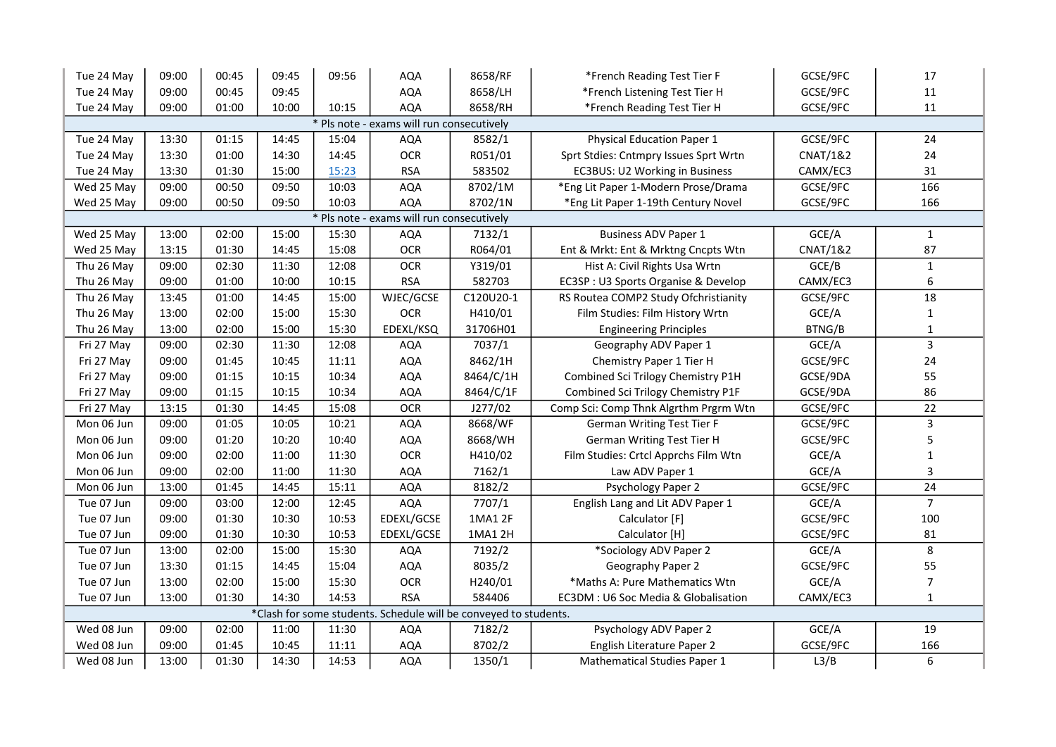| | | | | | | | | | |
|---|---|---|---|---|---|---|---|---|---|
| Tue 24 May | 09:00 | 00:45 | 09:45 | 09:56 | AQA | 8658/RF | *French Reading Test Tier F | GCSE/9FC | 17 |
| Tue 24 May | 09:00 | 00:45 | 09:45 | | AQA | 8658/LH | *French Listening Test Tier H | GCSE/9FC | 11 |
| Tue 24 May | 09:00 | 01:00 | 10:00 | 10:15 | AQA | 8658/RH | *French Reading Test Tier H | GCSE/9FC | 11 |
| * Pls note - exams will run consecutively | | | | | | | | | |
| Tue 24 May | 13:30 | 01:15 | 14:45 | 15:04 | AQA | 8582/1 | Physical Education Paper 1 | GCSE/9FC | 24 |
| Tue 24 May | 13:30 | 01:00 | 14:30 | 14:45 | OCR | R051/01 | Sprt Stdies: Cntmpry Issues Sprt Wrtn | CNAT/1&2 | 24 |
| Tue 24 May | 13:30 | 01:30 | 15:00 | 15:23 | RSA | 583502 | EC3BUS: U2 Working in Business | CAMX/EC3 | 31 |
| Wed 25 May | 09:00 | 00:50 | 09:50 | 10:03 | AQA | 8702/1M | *Eng Lit Paper 1-Modern Prose/Drama | GCSE/9FC | 166 |
| Wed 25 May | 09:00 | 00:50 | 09:50 | 10:03 | AQA | 8702/1N | *Eng Lit Paper 1-19th Century Novel | GCSE/9FC | 166 |
| * Pls note - exams will run consecutively | | | | | | | | | |
| Wed 25 May | 13:00 | 02:00 | 15:00 | 15:30 | AQA | 7132/1 | Business ADV Paper 1 | GCE/A | 1 |
| Wed 25 May | 13:15 | 01:30 | 14:45 | 15:08 | OCR | R064/01 | Ent & Mrkt: Ent & Mrktng Cncpts Wtn | CNAT/1&2 | 87 |
| Thu 26 May | 09:00 | 02:30 | 11:30 | 12:08 | OCR | Y319/01 | Hist A: Civil Rights Usa Wrtn | GCE/B | 1 |
| Thu 26 May | 09:00 | 01:00 | 10:00 | 10:15 | RSA | 582703 | EC3SP : U3 Sports Organise & Develop | CAMX/EC3 | 6 |
| Thu 26 May | 13:45 | 01:00 | 14:45 | 15:00 | WJEC/GCSE | C120U20-1 | RS Routea COMP2 Study Ofchristianity | GCSE/9FC | 18 |
| Thu 26 May | 13:00 | 02:00 | 15:00 | 15:30 | OCR | H410/01 | Film Studies: Film History Wrtn | GCE/A | 1 |
| Thu 26 May | 13:00 | 02:00 | 15:00 | 15:30 | EDEXL/KSQ | 31706H01 | Engineering Principles | BTNG/B | 1 |
| Fri 27 May | 09:00 | 02:30 | 11:30 | 12:08 | AQA | 7037/1 | Geography ADV Paper 1 | GCE/A | 3 |
| Fri 27 May | 09:00 | 01:45 | 10:45 | 11:11 | AQA | 8462/1H | Chemistry Paper 1 Tier H | GCSE/9FC | 24 |
| Fri 27 May | 09:00 | 01:15 | 10:15 | 10:34 | AQA | 8464/C/1H | Combined Sci Trilogy Chemistry P1H | GCSE/9DA | 55 |
| Fri 27 May | 09:00 | 01:15 | 10:15 | 10:34 | AQA | 8464/C/1F | Combined Sci Trilogy Chemistry P1F | GCSE/9DA | 86 |
| Fri 27 May | 13:15 | 01:30 | 14:45 | 15:08 | OCR | J277/02 | Comp Sci: Comp Thnk Algrthm Prgrm Wtn | GCSE/9FC | 22 |
| Mon 06 Jun | 09:00 | 01:05 | 10:05 | 10:21 | AQA | 8668/WF | German Writing Test Tier F | GCSE/9FC | 3 |
| Mon 06 Jun | 09:00 | 01:20 | 10:20 | 10:40 | AQA | 8668/WH | German Writing Test Tier H | GCSE/9FC | 5 |
| Mon 06 Jun | 09:00 | 02:00 | 11:00 | 11:30 | OCR | H410/02 | Film Studies: Crtcl Apprchs Film Wtn | GCE/A | 1 |
| Mon 06 Jun | 09:00 | 02:00 | 11:00 | 11:30 | AQA | 7162/1 | Law ADV Paper 1 | GCE/A | 3 |
| Mon 06 Jun | 13:00 | 01:45 | 14:45 | 15:11 | AQA | 8182/2 | Psychology Paper 2 | GCSE/9FC | 24 |
| Tue 07 Jun | 09:00 | 03:00 | 12:00 | 12:45 | AQA | 7707/1 | English Lang and Lit ADV Paper 1 | GCE/A | 7 |
| Tue 07 Jun | 09:00 | 01:30 | 10:30 | 10:53 | EDEXL/GCSE | 1MA1 2F | Calculator [F] | GCSE/9FC | 100 |
| Tue 07 Jun | 09:00 | 01:30 | 10:30 | 10:53 | EDEXL/GCSE | 1MA1 2H | Calculator [H] | GCSE/9FC | 81 |
| Tue 07 Jun | 13:00 | 02:00 | 15:00 | 15:30 | AQA | 7192/2 | *Sociology ADV Paper 2 | GCE/A | 8 |
| Tue 07 Jun | 13:30 | 01:15 | 14:45 | 15:04 | AQA | 8035/2 | Geography Paper 2 | GCSE/9FC | 55 |
| Tue 07 Jun | 13:00 | 02:00 | 15:00 | 15:30 | OCR | H240/01 | *Maths A: Pure Mathematics Wtn | GCE/A | 7 |
| Tue 07 Jun | 13:00 | 01:30 | 14:30 | 14:53 | RSA | 584406 | EC3DM : U6 Soc Media & Globalisation | CAMX/EC3 | 1 |
| *Clash for some students. Schedule will be conveyed to students. | | | | | | | | | |
| Wed 08 Jun | 09:00 | 02:00 | 11:00 | 11:30 | AQA | 7182/2 | Psychology ADV Paper 2 | GCE/A | 19 |
| Wed 08 Jun | 09:00 | 01:45 | 10:45 | 11:11 | AQA | 8702/2 | English Literature Paper 2 | GCSE/9FC | 166 |
| Wed 08 Jun | 13:00 | 01:30 | 14:30 | 14:53 | AQA | 1350/1 | Mathematical Studies Paper 1 | L3/B | 6 |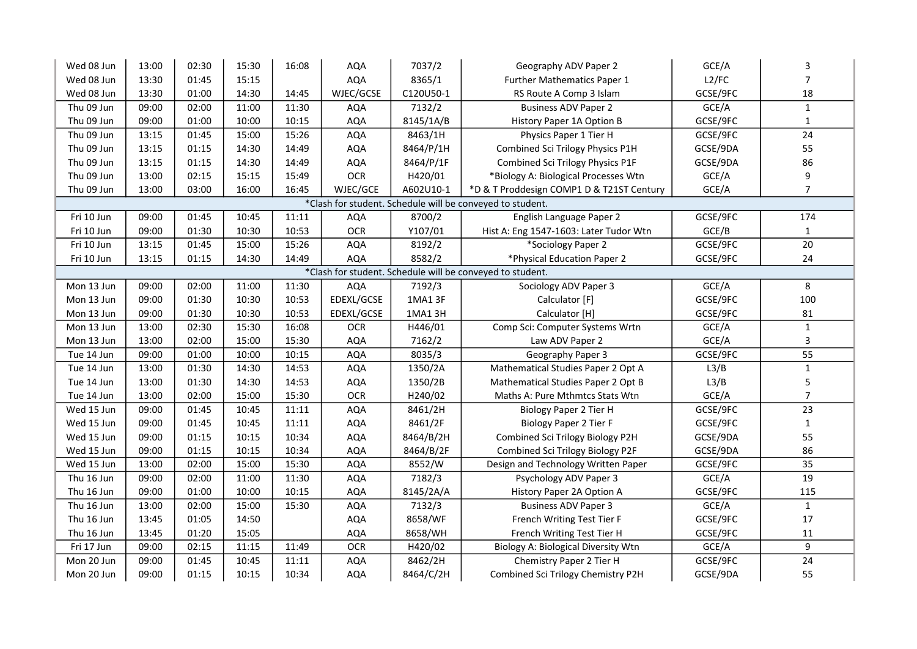| | | | | | | | | | |
|---|---|---|---|---|---|---|---|---|---|
| Wed 08 Jun | 13:00 | 02:30 | 15:30 | 16:08 | AQA | 7037/2 | Geography ADV Paper 2 | GCE/A | 3 |
| Wed 08 Jun | 13:30 | 01:45 | 15:15 | | AQA | 8365/1 | Further Mathematics Paper 1 | L2/FC | 7 |
| Wed 08 Jun | 13:30 | 01:00 | 14:30 | 14:45 | WJEC/GCSE | C120U50-1 | RS Route A Comp 3 Islam | GCSE/9FC | 18 |
| Thu 09 Jun | 09:00 | 02:00 | 11:00 | 11:30 | AQA | 7132/2 | Business ADV Paper 2 | GCE/A | 1 |
| Thu 09 Jun | 09:00 | 01:00 | 10:00 | 10:15 | AQA | 8145/1A/B | History Paper 1A Option B | GCSE/9FC | 1 |
| Thu 09 Jun | 13:15 | 01:45 | 15:00 | 15:26 | AQA | 8463/1H | Physics Paper 1 Tier H | GCSE/9FC | 24 |
| Thu 09 Jun | 13:15 | 01:15 | 14:30 | 14:49 | AQA | 8464/P/1H | Combined Sci Trilogy Physics P1H | GCSE/9DA | 55 |
| Thu 09 Jun | 13:15 | 01:15 | 14:30 | 14:49 | AQA | 8464/P/1F | Combined Sci Trilogy Physics P1F | GCSE/9DA | 86 |
| Thu 09 Jun | 13:00 | 02:15 | 15:15 | 15:49 | OCR | H420/01 | *Biology A: Biological Processes Wtn | GCE/A | 9 |
| Thu 09 Jun | 13:00 | 03:00 | 16:00 | 16:45 | WJEC/GCE | A602U10-1 | *D & T Proddesign COMP1 D & T21ST Century | GCE/A | 7 |
| *Clash for student. Schedule will be conveyed to student. | | | | | | | | | |
| Fri 10 Jun | 09:00 | 01:45 | 10:45 | 11:11 | AQA | 8700/2 | English Language Paper 2 | GCSE/9FC | 174 |
| Fri 10 Jun | 09:00 | 01:30 | 10:30 | 10:53 | OCR | Y107/01 | Hist A: Eng 1547-1603: Later Tudor Wtn | GCE/B | 1 |
| Fri 10 Jun | 13:15 | 01:45 | 15:00 | 15:26 | AQA | 8192/2 | *Sociology Paper 2 | GCSE/9FC | 20 |
| Fri 10 Jun | 13:15 | 01:15 | 14:30 | 14:49 | AQA | 8582/2 | *Physical Education Paper 2 | GCSE/9FC | 24 |
| *Clash for student. Schedule will be conveyed to student. | | | | | | | | | |
| Mon 13 Jun | 09:00 | 02:00 | 11:00 | 11:30 | AQA | 7192/3 | Sociology ADV Paper 3 | GCE/A | 8 |
| Mon 13 Jun | 09:00 | 01:30 | 10:30 | 10:53 | EDEXL/GCSE | 1MA1 3F | Calculator [F] | GCSE/9FC | 100 |
| Mon 13 Jun | 09:00 | 01:30 | 10:30 | 10:53 | EDEXL/GCSE | 1MA1 3H | Calculator [H] | GCSE/9FC | 81 |
| Mon 13 Jun | 13:00 | 02:30 | 15:30 | 16:08 | OCR | H446/01 | Comp Sci: Computer Systems Wrtn | GCE/A | 1 |
| Mon 13 Jun | 13:00 | 02:00 | 15:00 | 15:30 | AQA | 7162/2 | Law ADV Paper 2 | GCE/A | 3 |
| Tue 14 Jun | 09:00 | 01:00 | 10:00 | 10:15 | AQA | 8035/3 | Geography Paper 3 | GCSE/9FC | 55 |
| Tue 14 Jun | 13:00 | 01:30 | 14:30 | 14:53 | AQA | 1350/2A | Mathematical Studies Paper 2 Opt A | L3/B | 1 |
| Tue 14 Jun | 13:00 | 01:30 | 14:30 | 14:53 | AQA | 1350/2B | Mathematical Studies Paper 2 Opt B | L3/B | 5 |
| Tue 14 Jun | 13:00 | 02:00 | 15:00 | 15:30 | OCR | H240/02 | Maths A: Pure Mthmtcs Stats Wtn | GCE/A | 7 |
| Wed 15 Jun | 09:00 | 01:45 | 10:45 | 11:11 | AQA | 8461/2H | Biology Paper 2 Tier H | GCSE/9FC | 23 |
| Wed 15 Jun | 09:00 | 01:45 | 10:45 | 11:11 | AQA | 8461/2F | Biology Paper 2 Tier F | GCSE/9FC | 1 |
| Wed 15 Jun | 09:00 | 01:15 | 10:15 | 10:34 | AQA | 8464/B/2H | Combined Sci Trilogy Biology P2H | GCSE/9DA | 55 |
| Wed 15 Jun | 09:00 | 01:15 | 10:15 | 10:34 | AQA | 8464/B/2F | Combined Sci Trilogy Biology P2F | GCSE/9DA | 86 |
| Wed 15 Jun | 13:00 | 02:00 | 15:00 | 15:30 | AQA | 8552/W | Design and Technology Written Paper | GCSE/9FC | 35 |
| Thu 16 Jun | 09:00 | 02:00 | 11:00 | 11:30 | AQA | 7182/3 | Psychology ADV Paper 3 | GCE/A | 19 |
| Thu 16 Jun | 09:00 | 01:00 | 10:00 | 10:15 | AQA | 8145/2A/A | History Paper 2A Option A | GCSE/9FC | 115 |
| Thu 16 Jun | 13:00 | 02:00 | 15:00 | 15:30 | AQA | 7132/3 | Business ADV Paper 3 | GCE/A | 1 |
| Thu 16 Jun | 13:45 | 01:05 | 14:50 | | AQA | 8658/WF | French Writing Test Tier F | GCSE/9FC | 17 |
| Thu 16 Jun | 13:45 | 01:20 | 15:05 | | AQA | 8658/WH | French Writing Test Tier H | GCSE/9FC | 11 |
| Fri 17 Jun | 09:00 | 02:15 | 11:15 | 11:49 | OCR | H420/02 | Biology A: Biological Diversity Wtn | GCE/A | 9 |
| Mon 20 Jun | 09:00 | 01:45 | 10:45 | 11:11 | AQA | 8462/2H | Chemistry Paper 2 Tier H | GCSE/9FC | 24 |
| Mon 20 Jun | 09:00 | 01:15 | 10:15 | 10:34 | AQA | 8464/C/2H | Combined Sci Trilogy Chemistry P2H | GCSE/9DA | 55 |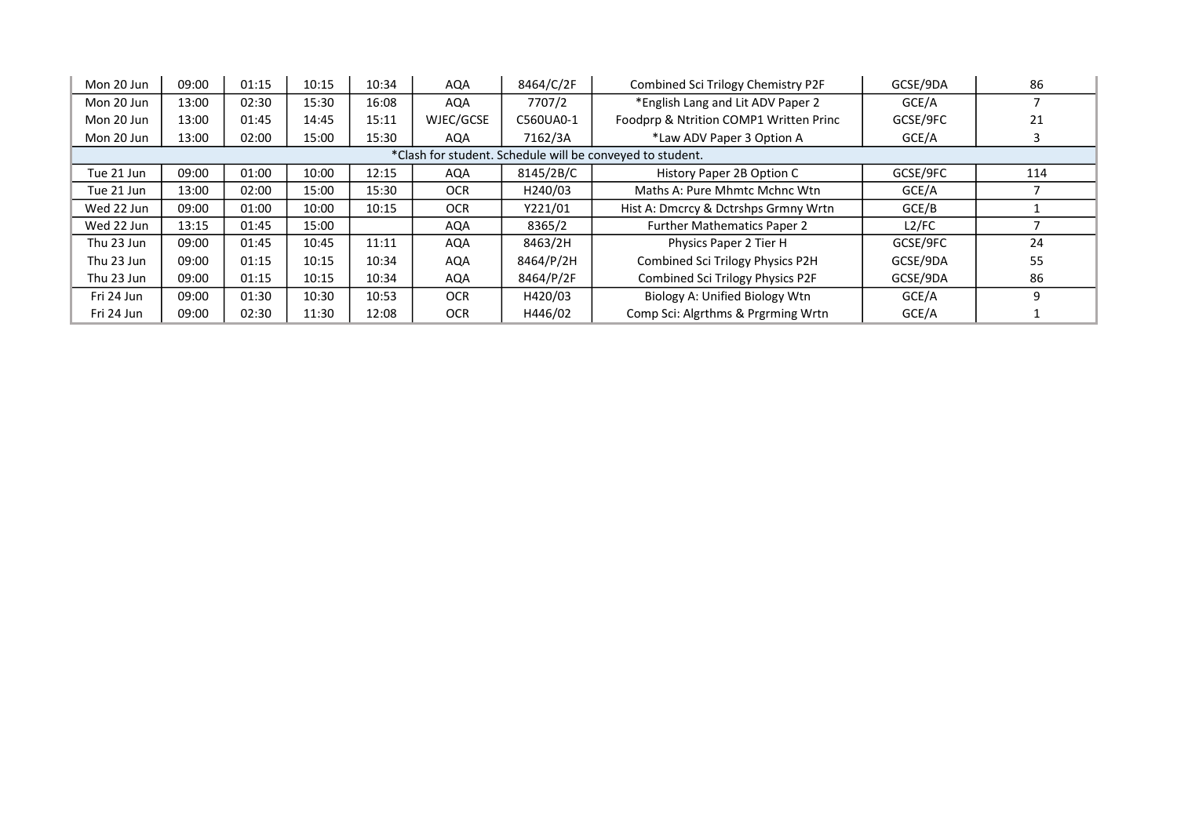| | | | | | | | | | |
|---|---|---|---|---|---|---|---|---|---|
| Mon 20 Jun | 09:00 | 01:15 | 10:15 | 10:34 | AQA | 8464/C/2F | Combined Sci Trilogy Chemistry P2F | GCSE/9DA | 86 |
| Mon 20 Jun | 13:00 | 02:30 | 15:30 | 16:08 | AQA | 7707/2 | *English Lang and Lit ADV Paper 2 | GCE/A | 7 |
| Mon 20 Jun | 13:00 | 01:45 | 14:45 | 15:11 | WJEC/GCSE | C560UA0-1 | Foodprp & Ntrition COMP1 Written Princ | GCSE/9FC | 21 |
| Mon 20 Jun | 13:00 | 02:00 | 15:00 | 15:30 | AQA | 7162/3A | *Law ADV Paper 3 Option A | GCE/A | 3 |
| *Clash for student. Schedule will be conveyed to student. | | | | | | | | | |
| Tue 21 Jun | 09:00 | 01:00 | 10:00 | 12:15 | AQA | 8145/2B/C | History Paper 2B Option C | GCSE/9FC | 114 |
| Tue 21 Jun | 13:00 | 02:00 | 15:00 | 15:30 | OCR | H240/03 | Maths A: Pure Mhmtc Mchnc Wtn | GCE/A | 7 |
| Wed 22 Jun | 09:00 | 01:00 | 10:00 | 10:15 | OCR | Y221/01 | Hist A: Dmcrcy & Dctrshps Grmny Wrtn | GCE/B | 1 |
| Wed 22 Jun | 13:15 | 01:45 | 15:00 | | AQA | 8365/2 | Further Mathematics Paper 2 | L2/FC | 7 |
| Thu 23 Jun | 09:00 | 01:45 | 10:45 | 11:11 | AQA | 8463/2H | Physics Paper 2 Tier H | GCSE/9FC | 24 |
| Thu 23 Jun | 09:00 | 01:15 | 10:15 | 10:34 | AQA | 8464/P/2H | Combined Sci Trilogy Physics P2H | GCSE/9DA | 55 |
| Thu 23 Jun | 09:00 | 01:15 | 10:15 | 10:34 | AQA | 8464/P/2F | Combined Sci Trilogy Physics P2F | GCSE/9DA | 86 |
| Fri 24 Jun | 09:00 | 01:30 | 10:30 | 10:53 | OCR | H420/03 | Biology A: Unified Biology Wtn | GCE/A | 9 |
| Fri 24 Jun | 09:00 | 02:30 | 11:30 | 12:08 | OCR | H446/02 | Comp Sci: Algrthms & Prgrming Wrtn | GCE/A | 1 |